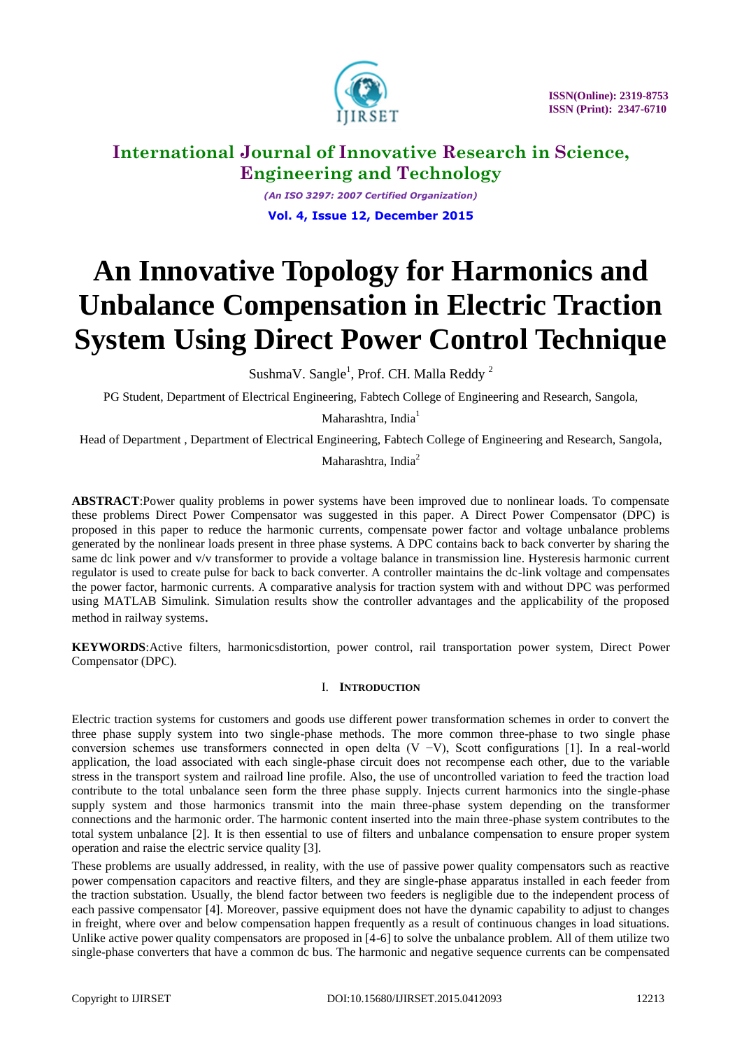# An Innovative Topology for Harmonics and Unbalance Compensation in Electric Traction System Using Direct Power Control Technique

SushmaV. Sangle[1], Prof. CH. Malla Reddy [2]

PG Student, Department of Electrical Engineering, Fabtech College of Engineering and Research, Sangola, Maharashtra, India[1]

Head of Department , Department of Electrical Engineering, Fabtech College of Engineering and Research, Sangola, Maharashtra, India[2]

**ABSTRACT**:Power quality problems in power systems have been improved due to nonlinear loads. To compensate these problems Direct Power Compensator was suggested in this paper. A Direct Power Compensator (DPC) is proposed in this paper to reduce the harmonic currents, compensate power factor and voltage unbalance problems generated by the nonlinear loads present in three phase systems. A DPC contains back to back converter by sharing the same dc link power and v/v transformer to provide a voltage balance in transmission line. Hysteresis harmonic current regulator is used to create pulse for back to back converter. A controller maintains the dc-link voltage and compensates the power factor, harmonic currents. A comparative analysis for traction system with and without DPC was performed using MATLAB Simulink. Simulation results show the controller advantages and the applicability of the proposed method in railway systems.

**KEYWORDS**:Active filters, harmonicsdistortion, power control, rail transportation power system, Direct Power Compensator (DPC).

## I. INTRODUCTION

Electric traction systems for customers and goods use different power transformation schemes in order to convert the three phase supply system into two single-phase methods. The more common three-phase to two single phase conversion schemes use transformers connected in open delta (V −V), Scott configurations [1]. In a real-world application, the load associated with each single-phase circuit does not recompense each other, due to the variable stress in the transport system and railroad line profile. Also, the use of uncontrolled variation to feed the traction load contribute to the total unbalance seen form the three phase supply. Injects current harmonics into the single-phase supply system and those harmonics transmit into the main three-phase system depending on the transformer connections and the harmonic order. The harmonic content inserted into the main three-phase system contributes to the total system unbalance [2]. It is then essential to use of filters and unbalance compensation to ensure proper system operation and raise the electric service quality [3].

These problems are usually addressed, in reality, with the use of passive power quality compensators such as reactive power compensation capacitors and reactive filters, and they are single-phase apparatus installed in each feeder from the traction substation. Usually, the blend factor between two feeders is negligible due to the independent process of each passive compensator [4]. Moreover, passive equipment does not have the dynamic capability to adjust to changes in freight, where over and below compensation happen frequently as a result of continuous changes in load situations. Unlike active power quality compensators are proposed in [4-6] to solve the unbalance problem. All of them utilize two single-phase converters that have a common dc bus. The harmonic and negative sequence currents can be compensated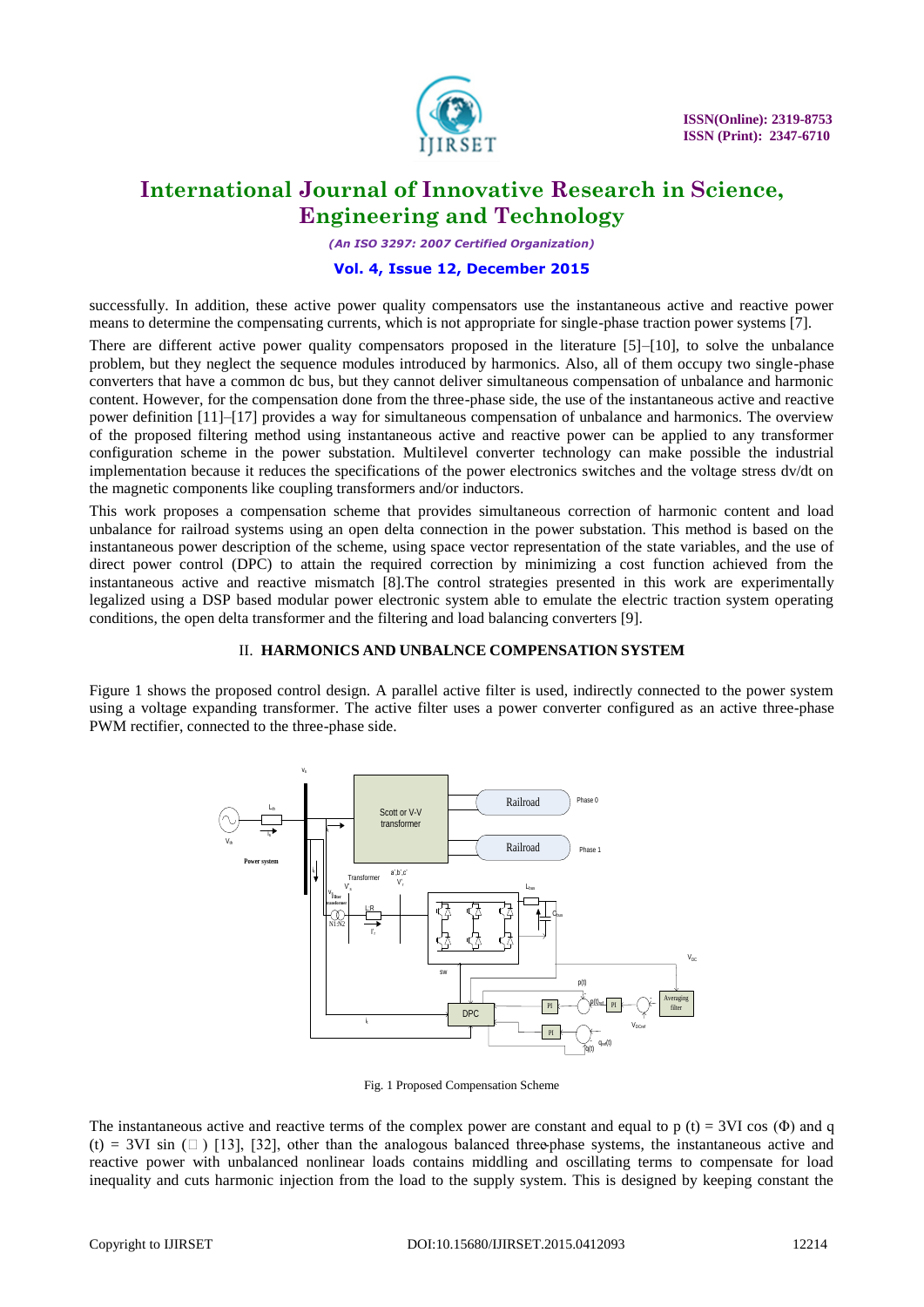successfully. In addition, these active power quality compensators use the instantaneous active and reactive power means to determine the compensating currents, which is not appropriate for single-phase traction power systems [7].

There are different active power quality compensators proposed in the literature [5]–[10], to solve the unbalance problem, but they neglect the sequence modules introduced by harmonics. Also, all of them occupy two single-phase converters that have a common dc bus, but they cannot deliver simultaneous compensation of unbalance and harmonic content. However, for the compensation done from the three-phase side, the use of the instantaneous active and reactive power definition [11]–[17] provides a way for simultaneous compensation of unbalance and harmonics. The overview of the proposed filtering method using instantaneous active and reactive power can be applied to any transformer configuration scheme in the power substation. Multilevel converter technology can make possible the industrial implementation because it reduces the specifications of the power electronics switches and the voltage stress dv/dt on the magnetic components like coupling transformers and/or inductors.

This work proposes a compensation scheme that provides simultaneous correction of harmonic content and load unbalance for railroad systems using an open delta connection in the power substation. This method is based on the instantaneous power description of the scheme, using space vector representation of the state variables, and the use of direct power control (DPC) to attain the required correction by minimizing a cost function achieved from the instantaneous active and reactive mismatch [8].The control strategies presented in this work are experimentally legalized using a DSP based modular power electronic system able to emulate the electric traction system operating conditions, the open delta transformer and the filtering and load balancing converters [9].

## II. HARMONICS AND UNBALNCE COMPENSATION SYSTEM

Figure 1 shows the proposed control design. A parallel active filter is used, indirectly connected to the power system using a voltage expanding transformer. The active filter uses a power converter configured as an active three-phase PWM rectifier, connected to the three-phase side.

Fig. 1 Proposed Compensation Scheme

The instantaneous active and reactive terms of the complex power are constant and equal to p (t) = 3VI cos (Φ) and q (t) = 3VI sin (□ ) [13], [32], other than the analogous balanced three-phase systems, the instantaneous active and reactive power with unbalanced nonlinear loads contains middling and oscillating terms to compensate for load inequality and cuts harmonic injection from the load to the supply system. This is designed by keeping constant the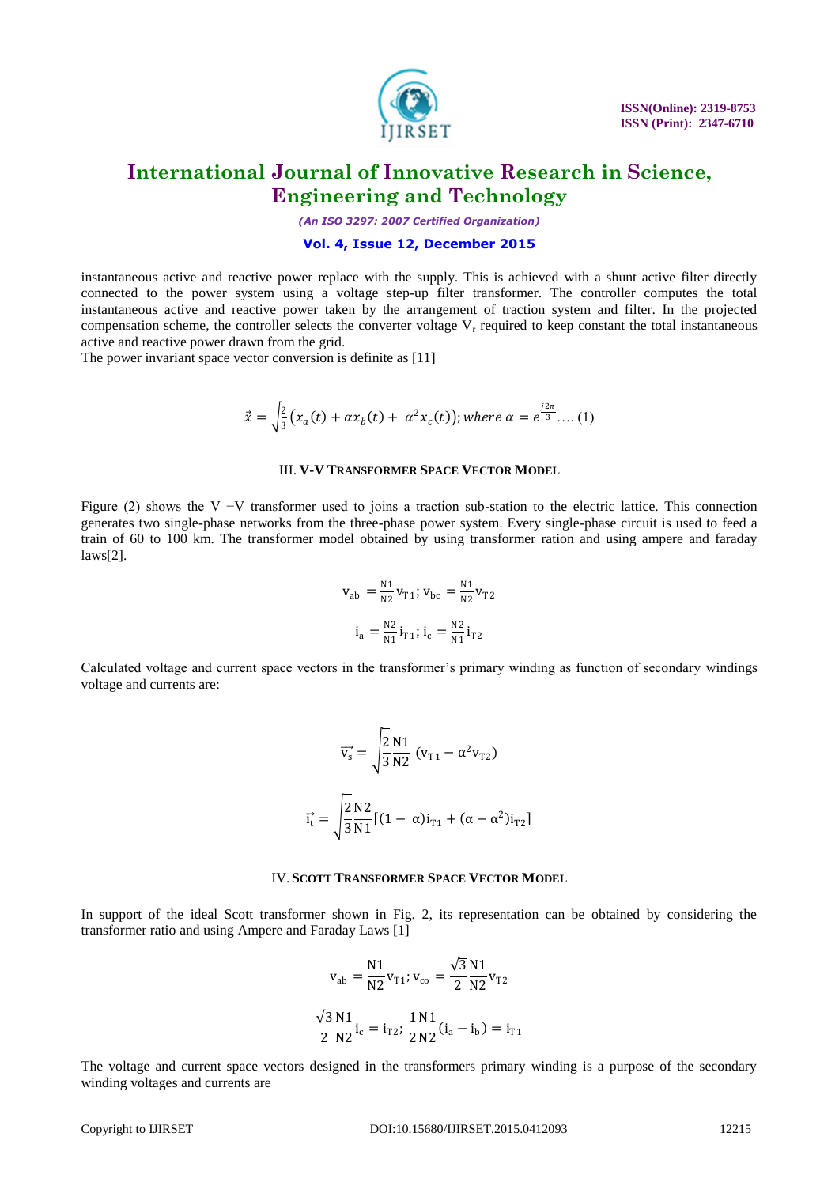instantaneous active and reactive power replace with the supply. This is achieved with a shunt active filter directly connected to the power system using a voltage step-up filter transformer. The controller computes the total instantaneous active and reactive power taken by the arrangement of traction system and filter. In the projected compensation scheme, the controller selects the converter voltage $V_r$ required to keep constant the total instantaneous active and reactive power drawn from the grid.

The power invariant space vector conversion is definite as [11]

$$\vec{x} = \sqrt{\frac{2}{3}}\left(x_a(t) + \alpha x_b(t) + \alpha^2 x_c(t)\right); where\ \alpha = e^{\frac{j2\pi}{3}} \ldots. (1)$$

### III. V-V TRANSFORMER SPACE VECTOR MODEL

Figure (2) shows the V −V transformer used to joins a traction sub-station to the electric lattice. This connection generates two single-phase networks from the three-phase power system. Every single-phase circuit is used to feed a train of 60 to 100 km. The transformer model obtained by using transformer ration and using ampere and faraday laws[2].

$$v_{ab} = \frac{N1}{N2} v_{T1};\ v_{bc} = \frac{N1}{N2} v_{T2}$$

$$i_a = \frac{N2}{N1} i_{T1};\ i_c = \frac{N2}{N1} i_{T2}$$

Calculated voltage and current space vectors in the transformer's primary winding as function of secondary windings voltage and currents are:

$$\vec{v_s} = \sqrt{\frac{2}{3}\frac{N1}{N2}}\,(v_{T1} - \alpha^2 v_{T2})$$

$$\vec{i_t} = \sqrt{\frac{2}{3}\frac{N2}{N1}}[(1 - \alpha) i_{T1} + (\alpha - \alpha^2) i_{T2}]$$

### IV. SCOTT TRANSFORMER SPACE VECTOR MODEL

In support of the ideal Scott transformer shown in Fig. 2, its representation can be obtained by considering the transformer ratio and using Ampere and Faraday Laws [1]

$$v_{ab} = \frac{N1}{N2} v_{T1};\ v_{co} = \frac{\sqrt{3}}{2}\frac{N1}{N2} v_{T2}$$

$$\frac{\sqrt{3}}{2}\frac{N1}{N2} i_c = i_{T2};\ \frac{1}{2}\frac{N1}{N2}(i_a - i_b) = i_{T1}$$

The voltage and current space vectors designed in the transformers primary winding is a purpose of the secondary winding voltages and currents are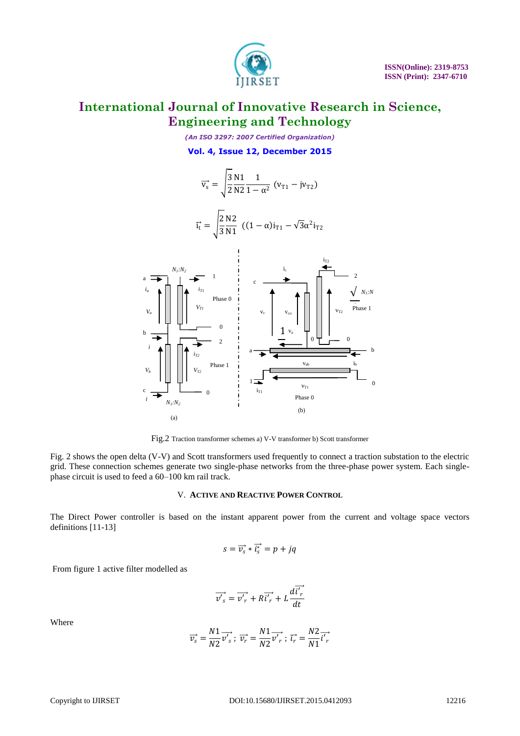$$\vec{v_s} = \sqrt{\frac{3}{2}\frac{N1}{N2}}\frac{1}{1-\alpha^2}\,(v_{T1} - jv_{T2})$$

$$\vec{i_t} = \sqrt{\frac{2}{3}\frac{N2}{N1}}\,((1-\alpha)i_{T1} - \sqrt{3}\alpha^2 i_{T2}$$

Fig.2 Traction transformer schemes a) V-V transformer b) Scott transformer

Fig. 2 shows the open delta (V-V) and Scott transformers used frequently to connect a traction substation to the electric grid. These connection schemes generate two single-phase networks from the three-phase power system. Each single-phase circuit is used to feed a 60–100 km rail track.

## V. ACTIVE AND REACTIVE POWER CONTROL

The Direct Power controller is based on the instant apparent power from the current and voltage space vectors definitions [11-13]

$$s = \vec{v_s} * \vec{i_s^*} = p + jq$$

From figure 1 active filter modelled as

$$\vec{v'_s} = \vec{v'_r} + R\vec{i'_r} + L\frac{d\vec{i'_r}}{dt}$$

Where

$$\vec{v_s} = \frac{N1}{N2}\vec{v'_s}\,;\ \vec{v_r} = \frac{N1}{N2}\vec{v'_r}\,;\ \vec{i_r} = \frac{N2}{N1}\vec{i'_r}$$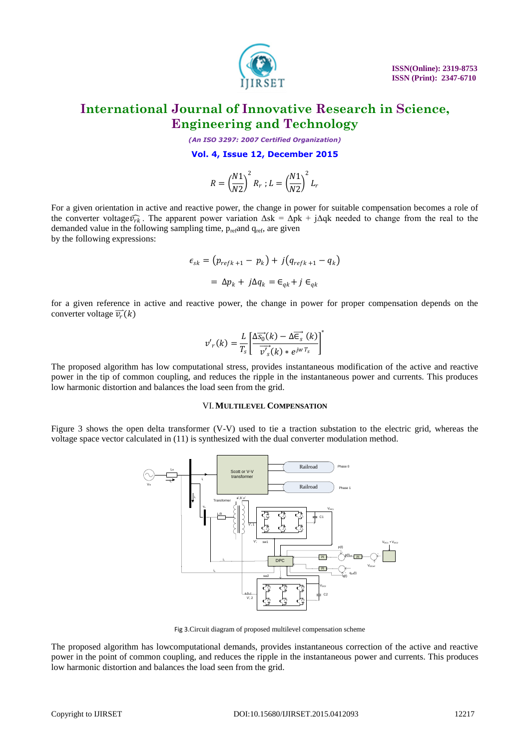$$R = \left(\frac{N1}{N2}\right)^2 R_r \; ; L = \left(\frac{N1}{N2}\right)^2 L_r$$

For a given orientation in active and reactive power, the change in power for suitable compensation becomes a role of the converter voltage $\widehat{v_{rk}}$. The apparent power variation $\Delta sk = \Delta pk + j\Delta qk$ needed to change from the real to the demanded value in the following sampling time, $p_{ref}$ and $q_{ref}$, are given by the following expressions:

$$\epsilon_{sk} = \left(p_{refk+1} - p_k\right) + j\left(q_{refk+1} - q_k\right)$$

$$= \Delta p_k + j\Delta q_k = \epsilon_{qk} + j\,\epsilon_{qk}$$

for a given reference in active and reactive power, the change in power for proper compensation depends on the converter voltage $\overrightarrow{v_r}(k)$

$$v'_r(k) = \frac{L}{T_s}\left[\frac{\Delta\overrightarrow{s_0}(k) - \Delta\overrightarrow{\epsilon_s}(k)}{\overrightarrow{v'_s}(k) * e^{jw\,T_s}}\right]^*$$

The proposed algorithm has low computational stress, provides instantaneous modification of the active and reactive power in the tip of common coupling, and reduces the ripple in the instantaneous power and currents. This produces low harmonic distortion and balances the load seen from the grid.

## VI. Multilevel Compensation

Figure 3 shows the open delta transformer (V-V) used to tie a traction substation to the electric grid, whereas the voltage space vector calculated in (11) is synthesized with the dual converter modulation method.

Fig 3.Circuit diagram of proposed multilevel compensation scheme

The proposed algorithm has lowcomputational demands, provides instantaneous correction of the active and reactive power in the point of common coupling, and reduces the ripple in the instantaneous power and currents. This produces low harmonic distortion and balances the load seen from the grid.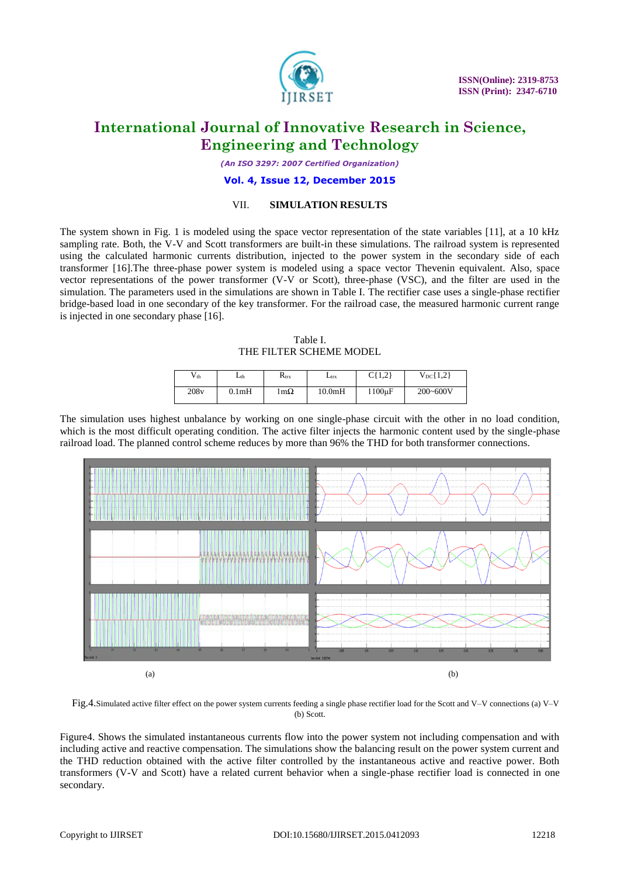## VII. SIMULATION RESULTS

The system shown in Fig. 1 is modeled using the space vector representation of the state variables [11], at a 10 kHz sampling rate. Both, the V-V and Scott transformers are built-in these simulations. The railroad system is represented using the calculated harmonic currents distribution, injected to the power system in the secondary side of each transformer [16].The three-phase power system is modeled using a space vector Thevenin equivalent. Also, space vector representations of the power transformer (V-V or Scott), three-phase (VSC), and the filter are used in the simulation. The parameters used in the simulations are shown in Table I. The rectifier case uses a single-phase rectifier bridge-based load in one secondary of the key transformer. For the railroad case, the measured harmonic current range is injected in one secondary phase [16].

Table I.
THE FILTER SCHEME MODEL

| $V_{th}$ | $L_{th}$ | $R_{trx}$ | $L_{trx}$ | C{1,2} | $V_{DC}${1,2} |
|---|---|---|---|---|---|
| 208v | 0.1mH | 1mΩ | 10.0mH | 1100µF | 200~600V |

The simulation uses highest unbalance by working on one single-phase circuit with the other in no load condition, which is the most difficult operating condition. The active filter injects the harmonic content used by the single-phase railroad load. The planned control scheme reduces by more than 96% the THD for both transformer connections.

(a) (b)

Fig.4.Simulated active filter effect on the power system currents feeding a single phase rectifier load for the Scott and V–V connections (a) V–V (b) Scott.

Figure4. Shows the simulated instantaneous currents flow into the power system not including compensation and with including active and reactive compensation. The simulations show the balancing result on the power system current and the THD reduction obtained with the active filter controlled by the instantaneous active and reactive power. Both transformers (V-V and Scott) have a related current behavior when a single-phase rectifier load is connected in one secondary.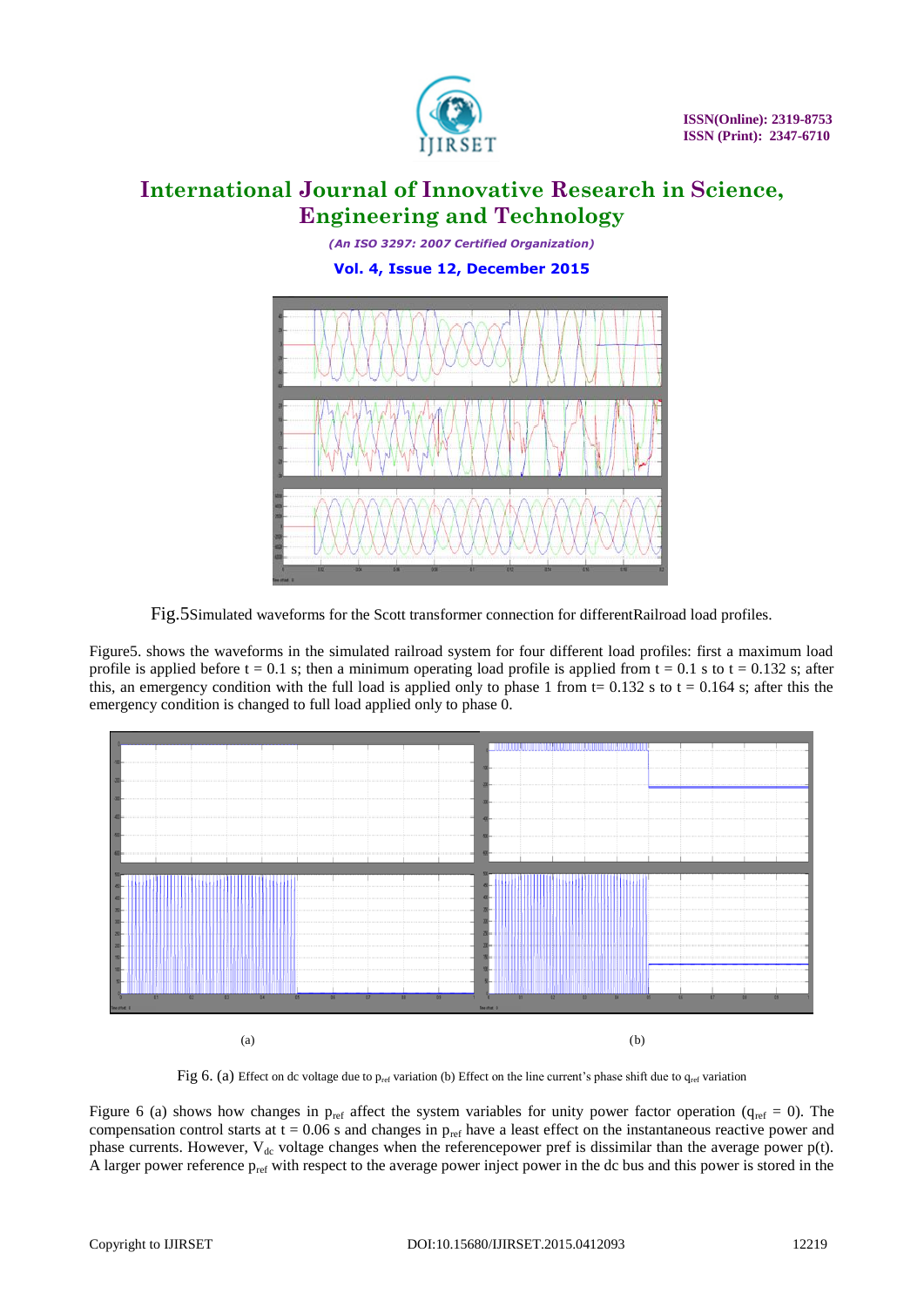Fig.5Simulated waveforms for the Scott transformer connection for differentRailroad load profiles.

Figure5. shows the waveforms in the simulated railroad system for four different load profiles: first a maximum load profile is applied before t = 0.1 s; then a minimum operating load profile is applied from t = 0.1 s to t = 0.132 s; after this, an emergency condition with the full load is applied only to phase 1 from t= 0.132 s to t = 0.164 s; after this the emergency condition is changed to full load applied only to phase 0.

(a) (b)

Fig 6. (a) Effect on dc voltage due to $p_{ref}$ variation (b) Effect on the line current's phase shift due to $q_{ref}$ variation

Figure 6 (a) shows how changes in $p_{ref}$ affect the system variables for unity power factor operation ($q_{ref}$ = 0). The compensation control starts at t = 0.06 s and changes in $p_{ref}$ have a least effect on the instantaneous reactive power and phase currents. However, $V_{dc}$ voltage changes when the referencepower pref is dissimilar than the average power p(t). A larger power reference $p_{ref}$ with respect to the average power inject power in the dc bus and this power is stored in the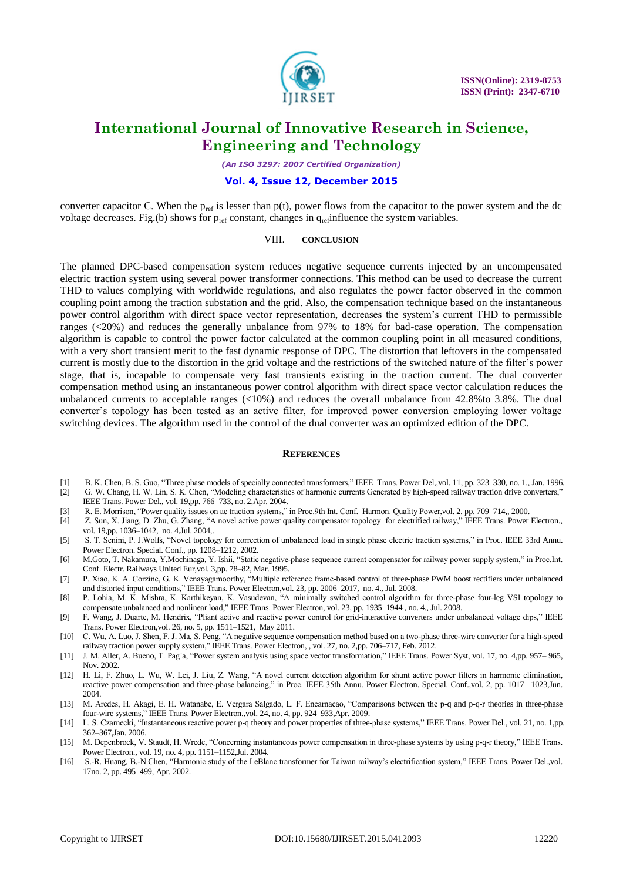converter capacitor C. When the $p_{ref}$ is lesser than p(t), power flows from the capacitor to the power system and the dc voltage decreases. Fig.(b) shows for $p_{ref}$ constant, changes in $q_{ref}$influence the system variables.

## VIII. CONCLUSION

The planned DPC-based compensation system reduces negative sequence currents injected by an uncompensated electric traction system using several power transformer connections. This method can be used to decrease the current THD to values complying with worldwide regulations, and also regulates the power factor observed in the common coupling point among the traction substation and the grid. Also, the compensation technique based on the instantaneous power control algorithm with direct space vector representation, decreases the system's current THD to permissible ranges (<20%) and reduces the generally unbalance from 97% to 18% for bad-case operation. The compensation algorithm is capable to control the power factor calculated at the common coupling point in all measured conditions, with a very short transient merit to the fast dynamic response of DPC. The distortion that leftovers in the compensated current is mostly due to the distortion in the grid voltage and the restrictions of the switched nature of the filter's power stage, that is, incapable to compensate very fast transients existing in the traction current. The dual converter compensation method using an instantaneous power control algorithm with direct space vector calculation reduces the unbalanced currents to acceptable ranges (<10%) and reduces the overall unbalance from 42.8%to 3.8%. The dual converter's topology has been tested as an active filter, for improved power conversion employing lower voltage switching devices. The algorithm used in the control of the dual converter was an optimized edition of the DPC.

## REFERENCES

[1] B. K. Chen, B. S. Guo, "Three phase models of specially connected transformers," IEEE Trans. Power Del,,vol. 11, pp. 323–330, no. 1., Jan. 1996.

[2] G. W. Chang, H. W. Lin, S. K. Chen, "Modeling characteristics of harmonic currents Generated by high-speed railway traction drive converters," IEEE Trans. Power Del., vol. 19,pp. 766–733, no. 2,Apr. 2004.

[3] R. E. Morrison, "Power quality issues on ac traction systems," in Proc.9th Int. Conf. Harmon. Quality Power,vol. 2, pp. 709–714,, 2000.

[4] Z. Sun, X. Jiang, D. Zhu, G. Zhang, "A novel active power quality compensator topology for electrified railway," IEEE Trans. Power Electron., vol. 19,pp. 1036–1042, no. 4,Jul. 2004,.

[5] S. T. Senini, P. J.Wolfs, "Novel topology for correction of unbalanced load in single phase electric traction systems," in Proc. IEEE 33rd Annu. Power Electron. Special. Conf., pp. 1208–1212, 2002.

[6] M.Goto, T. Nakamura, Y.Mochinaga, Y. Ishii, "Static negative-phase sequence current compensator for railway power supply system," in Proc.Int. Conf. Electr. Railways United Eur,vol. 3,pp. 78–82, Mar. 1995.

[7] P. Xiao, K. A. Corzine, G. K. Venayagamoorthy, "Multiple reference frame-based control of three-phase PWM boost rectifiers under unbalanced and distorted input conditions," IEEE Trans. Power Electron,vol. 23, pp. 2006–2017, no. 4., Jul. 2008.

[8] P. Lohia, M. K. Mishra, K. Karthikeyan, K. Vasudevan, "A minimally switched control algorithm for three-phase four-leg VSI topology to compensate unbalanced and nonlinear load," IEEE Trans. Power Electron, vol. 23, pp. 1935–1944 , no. 4., Jul. 2008.

[9] F. Wang, J. Duarte, M. Hendrix, "Pliant active and reactive power control for grid-interactive converters under unbalanced voltage dips," IEEE Trans. Power Electron,vol. 26, no. 5, pp. 1511–1521, May 2011.

[10] C. Wu, A. Luo, J. Shen, F. J. Ma, S. Peng, "A negative sequence compensation method based on a two-phase three-wire converter for a high-speed railway traction power supply system," IEEE Trans. Power Electron, , vol. 27, no. 2,pp. 706–717, Feb. 2012.

[11] J. M. Aller, A. Bueno, T. Pag´a, "Power system analysis using space vector transformation," IEEE Trans. Power Syst, vol. 17, no. 4,pp. 957– 965, Nov. 2002.

[12] H. Li, F. Zhuo, L. Wu, W. Lei, J. Liu, Z. Wang, "A novel current detection algorithm for shunt active power filters in harmonic elimination, reactive power compensation and three-phase balancing," in Proc. IEEE 35th Annu. Power Electron. Special. Conf.,vol. 2, pp. 1017– 1023,Jun. 2004.

[13] M. Aredes, H. Akagi, E. H. Watanabe, E. Vergara Salgado, L. F. Encarnacao, "Comparisons between the p-q and p-q-r theories in three-phase four-wire systems," IEEE Trans. Power Electron.,vol. 24, no. 4, pp. 924–933,Apr. 2009.

[14] L. S. Czarnecki, "Instantaneous reactive power p-q theory and power properties of three-phase systems," IEEE Trans. Power Del., vol. 21, no. 1,pp. 362–367,Jan. 2006.

[15] M. Depenbrock, V. Staudt, H. Wrede, "Concerning instantaneous power compensation in three-phase systems by using p-q-r theory," IEEE Trans. Power Electron., vol. 19, no. 4, pp. 1151–1152,Jul. 2004.

[16] S.-R. Huang, B.-N.Chen, "Harmonic study of the LeBlanc transformer for Taiwan railway's electrification system," IEEE Trans. Power Del.,vol. 17no. 2, pp. 495–499, Apr. 2002.